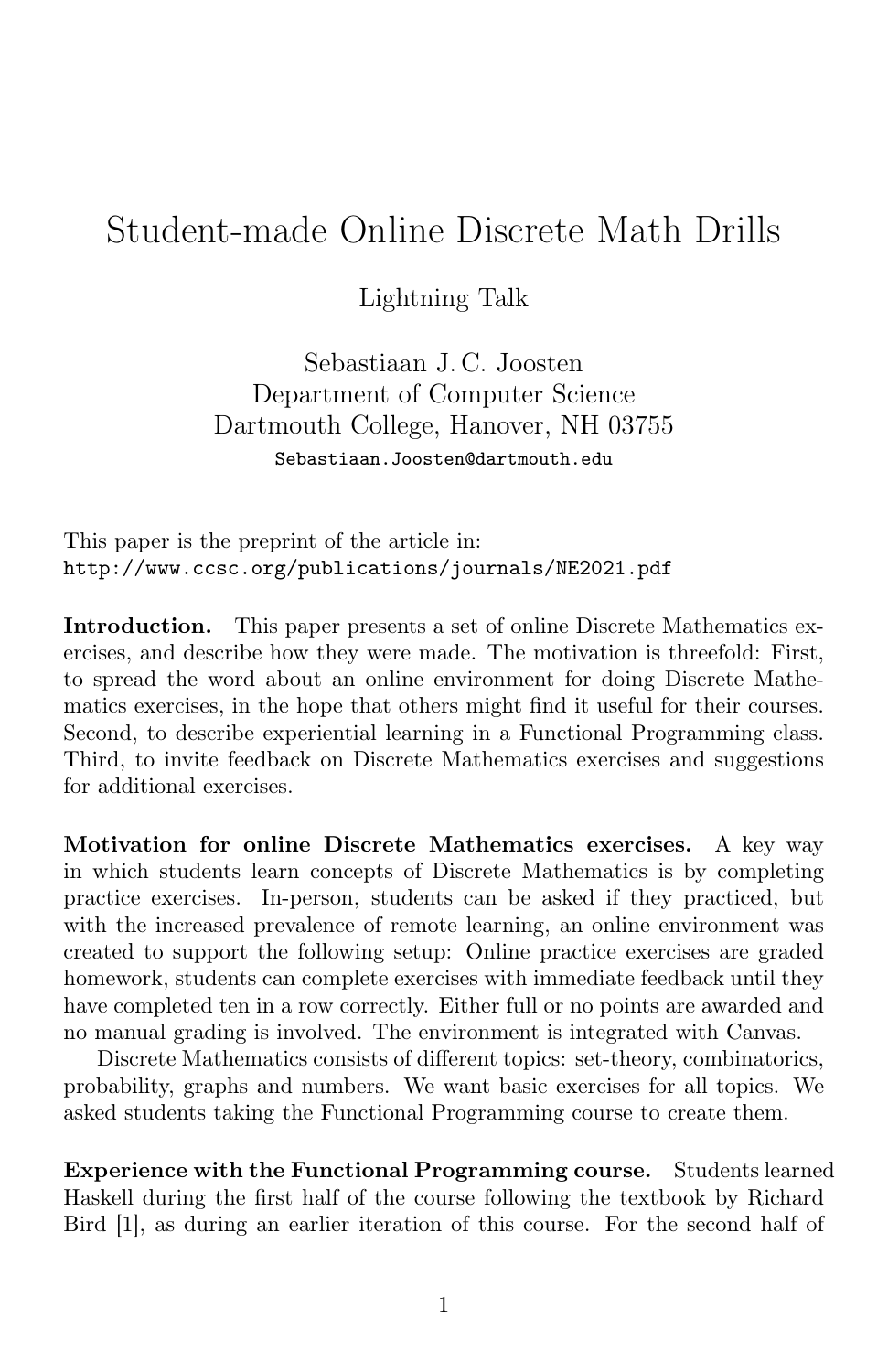# Student-made Online Discrete Math Drills

Lightning Talk

Sebastiaan J. C. Joosten
Department of Computer Science
Dartmouth College, Hanover, NH 03755
`Sebastiaan.Joosten@dartmouth.edu`

This paper is the preprint of the article in:
`http://www.ccsc.org/publications/journals/NE2021.pdf`

**Introduction.** This paper presents a set of online Discrete Mathematics exercises, and describe how they were made. The motivation is threefold: First, to spread the word about an online environment for doing Discrete Mathematics exercises, in the hope that others might find it useful for their courses. Second, to describe experiential learning in a Functional Programming class. Third, to invite feedback on Discrete Mathematics exercises and suggestions for additional exercises.

**Motivation for online Discrete Mathematics exercises.** A key way in which students learn concepts of Discrete Mathematics is by completing practice exercises. In-person, students can be asked if they practiced, but with the increased prevalence of remote learning, an online environment was created to support the following setup: Online practice exercises are graded homework, students can complete exercises with immediate feedback until they have completed ten in a row correctly. Either full or no points are awarded and no manual grading is involved. The environment is integrated with Canvas.

Discrete Mathematics consists of different topics: set-theory, combinatorics, probability, graphs and numbers. We want basic exercises for all topics. We asked students taking the Functional Programming course to create them.

**Experience with the Functional Programming course.** Students learned Haskell during the first half of the course following the textbook by Richard Bird [1], as during an earlier iteration of this course. For the second half of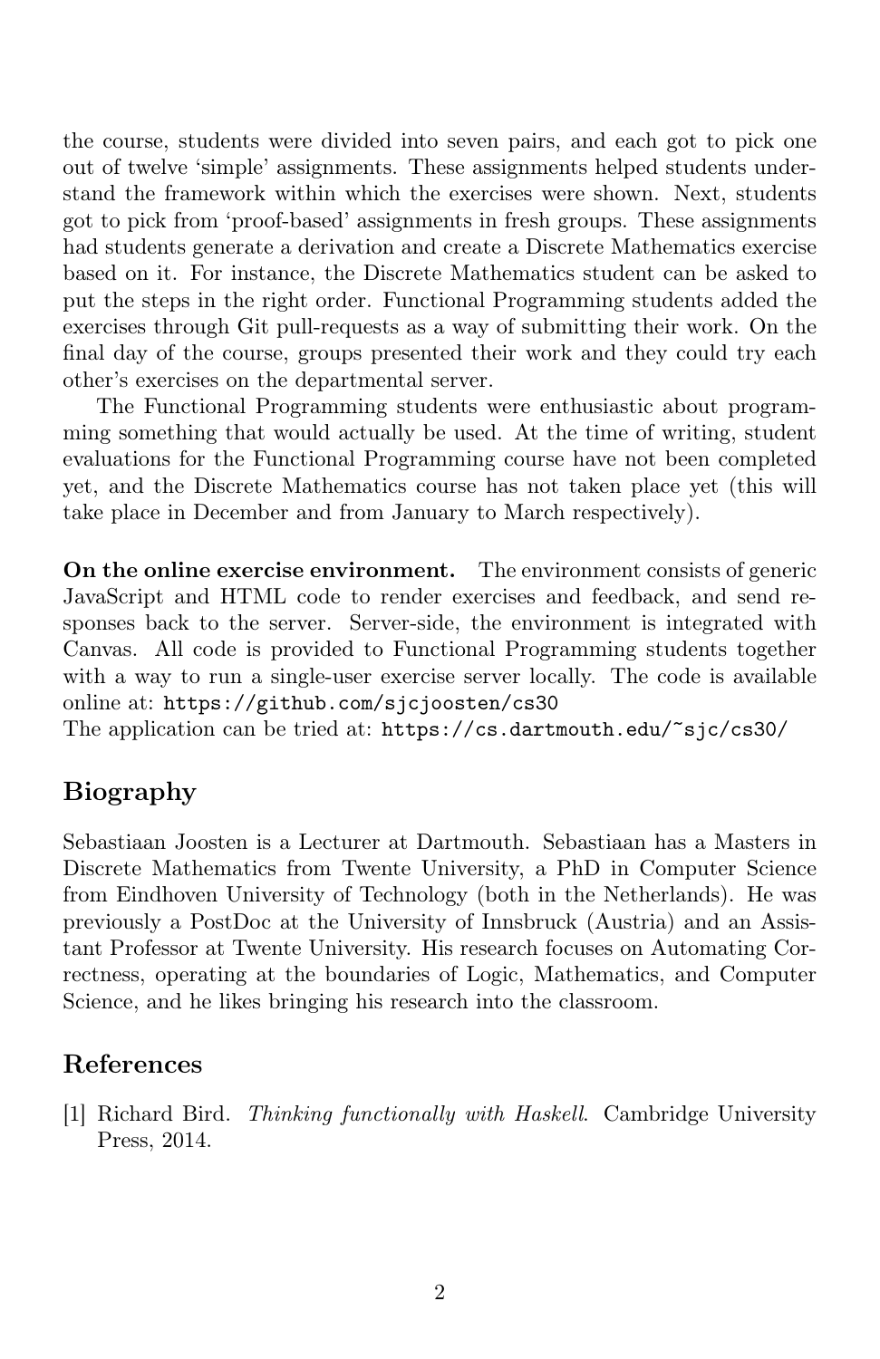the course, students were divided into seven pairs, and each got to pick one out of twelve 'simple' assignments. These assignments helped students understand the framework within which the exercises were shown. Next, students got to pick from 'proof-based' assignments in fresh groups. These assignments had students generate a derivation and create a Discrete Mathematics exercise based on it. For instance, the Discrete Mathematics student can be asked to put the steps in the right order. Functional Programming students added the exercises through Git pull-requests as a way of submitting their work. On the final day of the course, groups presented their work and they could try each other's exercises on the departmental server.

The Functional Programming students were enthusiastic about programming something that would actually be used. At the time of writing, student evaluations for the Functional Programming course have not been completed yet, and the Discrete Mathematics course has not taken place yet (this will take place in December and from January to March respectively).

**On the online exercise environment.** The environment consists of generic JavaScript and HTML code to render exercises and feedback, and send responses back to the server. Server-side, the environment is integrated with Canvas. All code is provided to Functional Programming students together with a way to run a single-user exercise server locally. The code is available online at: `https://github.com/sjcjoosten/cs30`
The application can be tried at: `https://cs.dartmouth.edu/~sjc/cs30/`

## Biography

Sebastiaan Joosten is a Lecturer at Dartmouth. Sebastiaan has a Masters in Discrete Mathematics from Twente University, a PhD in Computer Science from Eindhoven University of Technology (both in the Netherlands). He was previously a PostDoc at the University of Innsbruck (Austria) and an Assistant Professor at Twente University. His research focuses on Automating Correctness, operating at the boundaries of Logic, Mathematics, and Computer Science, and he likes bringing his research into the classroom.

## References

[1] Richard Bird. *Thinking functionally with Haskell*. Cambridge University Press, 2014.